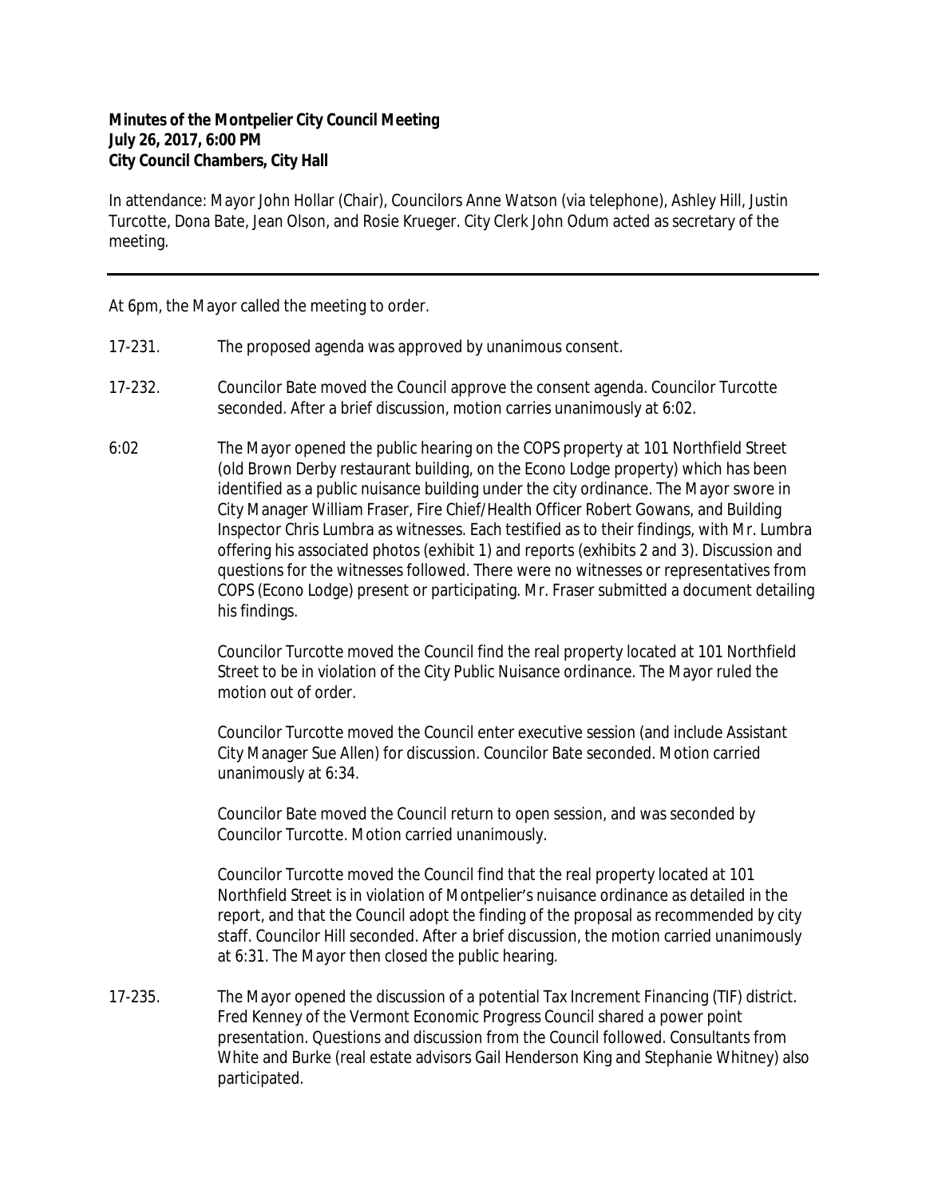**Minutes of the Montpelier City Council Meeting**
**July 26, 2017, 6:00 PM**
**City Council Chambers, City Hall**

In attendance: Mayor John Hollar (Chair), Councilors Anne Watson (via telephone), Ashley Hill, Justin Turcotte, Dona Bate, Jean Olson, and Rosie Krueger. City Clerk John Odum acted as secretary of the meeting.

---

At 6pm, the Mayor called the meeting to order.

17-231. The proposed agenda was approved by unanimous consent.

17-232. Councilor Bate moved the Council approve the consent agenda. Councilor Turcotte seconded. After a brief discussion, motion carries unanimously at 6:02.

6:02 The Mayor opened the public hearing on the COPS property at 101 Northfield Street (old Brown Derby restaurant building, on the Econo Lodge property) which has been identified as a public nuisance building under the city ordinance. The Mayor swore in City Manager William Fraser, Fire Chief/Health Officer Robert Gowans, and Building Inspector Chris Lumbra as witnesses. Each testified as to their findings, with Mr. Lumbra offering his associated photos (exhibit 1) and reports (exhibits 2 and 3). Discussion and questions for the witnesses followed. There were no witnesses or representatives from COPS (Econo Lodge) present or participating. Mr. Fraser submitted a document detailing his findings.

Councilor Turcotte moved the Council find the real property located at 101 Northfield Street to be in violation of the City Public Nuisance ordinance. The Mayor ruled the motion out of order.

Councilor Turcotte moved the Council enter executive session (and include Assistant City Manager Sue Allen) for discussion. Councilor Bate seconded. Motion carried unanimously at 6:34.

Councilor Bate moved the Council return to open session, and was seconded by Councilor Turcotte. Motion carried unanimously.

Councilor Turcotte moved the Council find that the real property located at 101 Northfield Street is in violation of Montpelier's nuisance ordinance as detailed in the report, and that the Council adopt the finding of the proposal as recommended by city staff. Councilor Hill seconded. After a brief discussion, the motion carried unanimously at 6:31. The Mayor then closed the public hearing.

17-235. The Mayor opened the discussion of a potential Tax Increment Financing (TIF) district. Fred Kenney of the Vermont Economic Progress Council shared a power point presentation. Questions and discussion from the Council followed. Consultants from White and Burke (real estate advisors Gail Henderson King and Stephanie Whitney) also participated.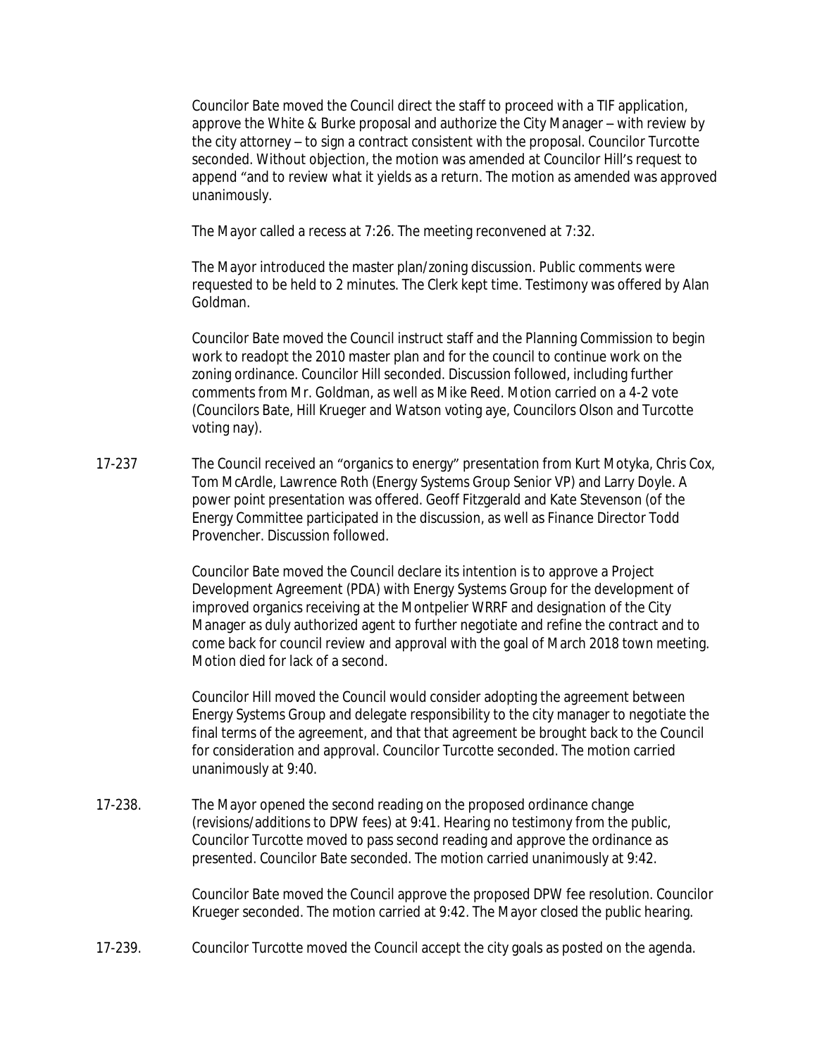Councilor Bate moved the Council direct the staff to proceed with a TIF application, approve the White & Burke proposal and authorize the City Manager – with review by the city attorney – to sign a contract consistent with the proposal. Councilor Turcotte seconded. Without objection, the motion was amended at Councilor Hill's request to append "and to review what it yields as a return. The motion as amended was approved unanimously.

The Mayor called a recess at 7:26. The meeting reconvened at 7:32.

The Mayor introduced the master plan/zoning discussion. Public comments were requested to be held to 2 minutes. The Clerk kept time. Testimony was offered by Alan Goldman.

Councilor Bate moved the Council instruct staff and the Planning Commission to begin work to readopt the 2010 master plan and for the council to continue work on the zoning ordinance. Councilor Hill seconded. Discussion followed, including further comments from Mr. Goldman, as well as Mike Reed. Motion carried on a 4-2 vote (Councilors Bate, Hill Krueger and Watson voting aye, Councilors Olson and Turcotte voting nay).

17-237 The Council received an "organics to energy" presentation from Kurt Motyka, Chris Cox, Tom McArdle, Lawrence Roth (Energy Systems Group Senior VP) and Larry Doyle. A power point presentation was offered. Geoff Fitzgerald and Kate Stevenson (of the Energy Committee participated in the discussion, as well as Finance Director Todd Provencher. Discussion followed.

Councilor Bate moved the Council declare its intention is to approve a Project Development Agreement (PDA) with Energy Systems Group for the development of improved organics receiving at the Montpelier WRRF and designation of the City Manager as duly authorized agent to further negotiate and refine the contract and to come back for council review and approval with the goal of March 2018 town meeting. Motion died for lack of a second.

Councilor Hill moved the Council would consider adopting the agreement between Energy Systems Group and delegate responsibility to the city manager to negotiate the final terms of the agreement, and that that agreement be brought back to the Council for consideration and approval. Councilor Turcotte seconded. The motion carried unanimously at 9:40.

17-238. The Mayor opened the second reading on the proposed ordinance change (revisions/additions to DPW fees) at 9:41. Hearing no testimony from the public, Councilor Turcotte moved to pass second reading and approve the ordinance as presented. Councilor Bate seconded. The motion carried unanimously at 9:42.

Councilor Bate moved the Council approve the proposed DPW fee resolution. Councilor Krueger seconded. The motion carried at 9:42. The Mayor closed the public hearing.

17-239. Councilor Turcotte moved the Council accept the city goals as posted on the agenda.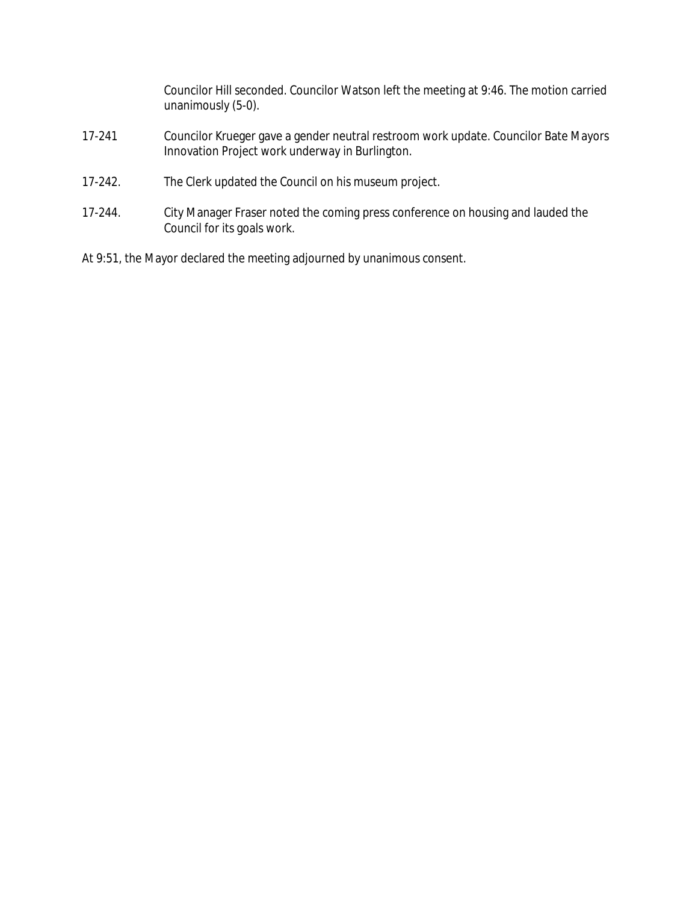Councilor Hill seconded. Councilor Watson left the meeting at 9:46. The motion carried unanimously (5-0).

17-241 Councilor Krueger gave a gender neutral restroom work update. Councilor Bate Mayors Innovation Project work underway in Burlington.

17-242. The Clerk updated the Council on his museum project.

17-244. City Manager Fraser noted the coming press conference on housing and lauded the Council for its goals work.

At 9:51, the Mayor declared the meeting adjourned by unanimous consent.